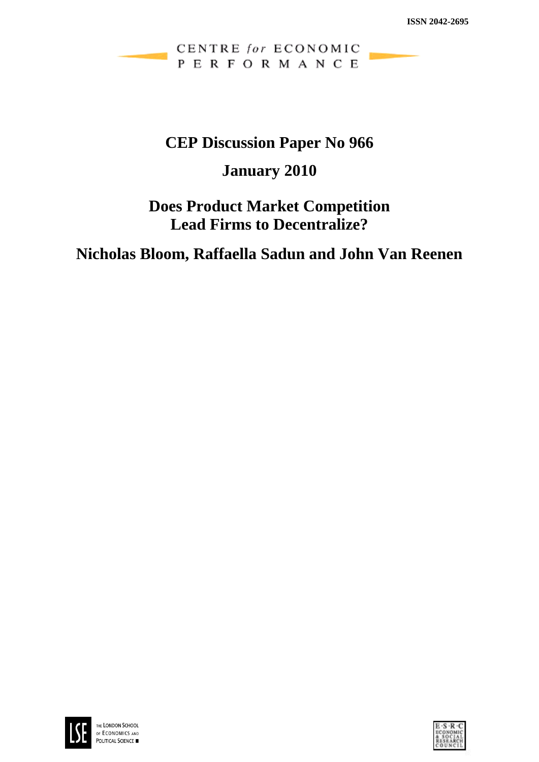ISSN 2042-2695

CENTRE *for* ECONOMIC PERFORMANCE

# CEP Discussion Paper No 966

## January 2010

# Does Product Market Competition Lead Firms to Decentralize?

## Nicholas Bloom, Raffaella Sadun and John Van Reenen

THE LONDON SCHOOL OF ECONOMICS AND POLITICAL SCIENCE

E·S·R·C ECONOMIC & SOCIAL RESEARCH COUNCIL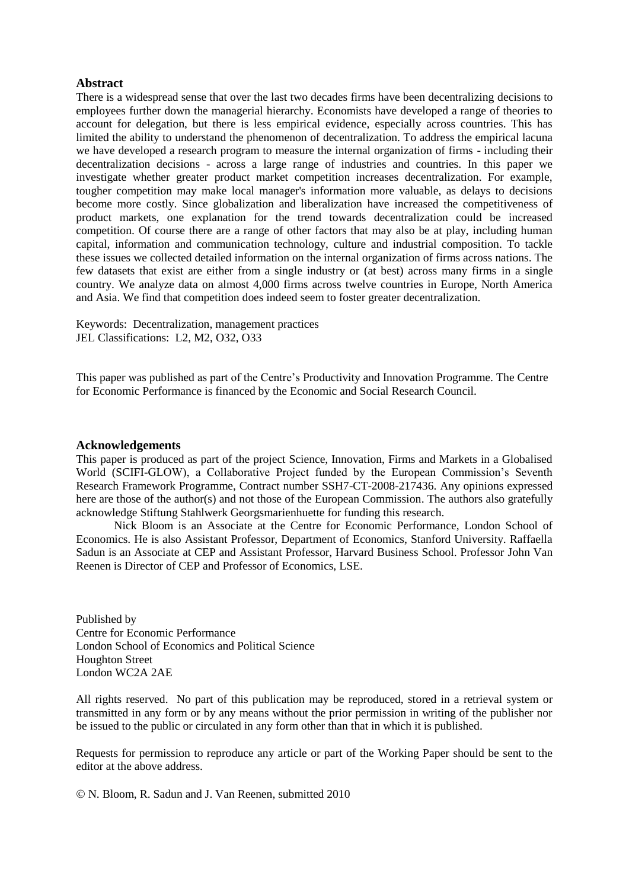## Abstract

There is a widespread sense that over the last two decades firms have been decentralizing decisions to employees further down the managerial hierarchy. Economists have developed a range of theories to account for delegation, but there is less empirical evidence, especially across countries. This has limited the ability to understand the phenomenon of decentralization. To address the empirical lacuna we have developed a research program to measure the internal organization of firms - including their decentralization decisions - across a large range of industries and countries. In this paper we investigate whether greater product market competition increases decentralization. For example, tougher competition may make local manager's information more valuable, as delays to decisions become more costly. Since globalization and liberalization have increased the competitiveness of product markets, one explanation for the trend towards decentralization could be increased competition. Of course there are a range of other factors that may also be at play, including human capital, information and communication technology, culture and industrial composition. To tackle these issues we collected detailed information on the internal organization of firms across nations. The few datasets that exist are either from a single industry or (at best) across many firms in a single country. We analyze data on almost 4,000 firms across twelve countries in Europe, North America and Asia. We find that competition does indeed seem to foster greater decentralization.

Keywords: Decentralization, management practices
JEL Classifications: L2, M2, O32, O33

This paper was published as part of the Centre's Productivity and Innovation Programme. The Centre for Economic Performance is financed by the Economic and Social Research Council.

## Acknowledgements

This paper is produced as part of the project Science, Innovation, Firms and Markets in a Globalised World (SCIFI-GLOW), a Collaborative Project funded by the European Commission's Seventh Research Framework Programme, Contract number SSH7-CT-2008-217436. Any opinions expressed here are those of the author(s) and not those of the European Commission. The authors also gratefully acknowledge Stiftung Stahlwerk Georgsmarienhuette for funding this research.

Nick Bloom is an Associate at the Centre for Economic Performance, London School of Economics. He is also Assistant Professor, Department of Economics, Stanford University. Raffaella Sadun is an Associate at CEP and Assistant Professor, Harvard Business School. Professor John Van Reenen is Director of CEP and Professor of Economics, LSE.

Published by
Centre for Economic Performance
London School of Economics and Political Science
Houghton Street
London WC2A 2AE

All rights reserved. No part of this publication may be reproduced, stored in a retrieval system or transmitted in any form or by any means without the prior permission in writing of the publisher nor be issued to the public or circulated in any form other than that in which it is published.

Requests for permission to reproduce any article or part of the Working Paper should be sent to the editor at the above address.

© N. Bloom, R. Sadun and J. Van Reenen, submitted 2010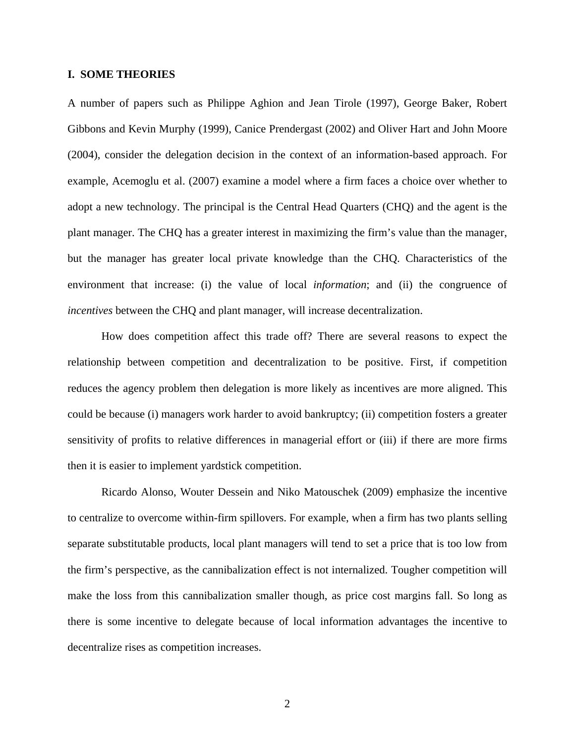## I. SOME THEORIES

A number of papers such as Philippe Aghion and Jean Tirole (1997), George Baker, Robert Gibbons and Kevin Murphy (1999), Canice Prendergast (2002) and Oliver Hart and John Moore (2004), consider the delegation decision in the context of an information-based approach. For example, Acemoglu et al. (2007) examine a model where a firm faces a choice over whether to adopt a new technology. The principal is the Central Head Quarters (CHQ) and the agent is the plant manager. The CHQ has a greater interest in maximizing the firm's value than the manager, but the manager has greater local private knowledge than the CHQ. Characteristics of the environment that increase: (i) the value of local *information*; and (ii) the congruence of *incentives* between the CHQ and plant manager, will increase decentralization.

How does competition affect this trade off? There are several reasons to expect the relationship between competition and decentralization to be positive. First, if competition reduces the agency problem then delegation is more likely as incentives are more aligned. This could be because (i) managers work harder to avoid bankruptcy; (ii) competition fosters a greater sensitivity of profits to relative differences in managerial effort or (iii) if there are more firms then it is easier to implement yardstick competition.

Ricardo Alonso, Wouter Dessein and Niko Matouschek (2009) emphasize the incentive to centralize to overcome within-firm spillovers. For example, when a firm has two plants selling separate substitutable products, local plant managers will tend to set a price that is too low from the firm's perspective, as the cannibalization effect is not internalized. Tougher competition will make the loss from this cannibalization smaller though, as price cost margins fall. So long as there is some incentive to delegate because of local information advantages the incentive to decentralize rises as competition increases.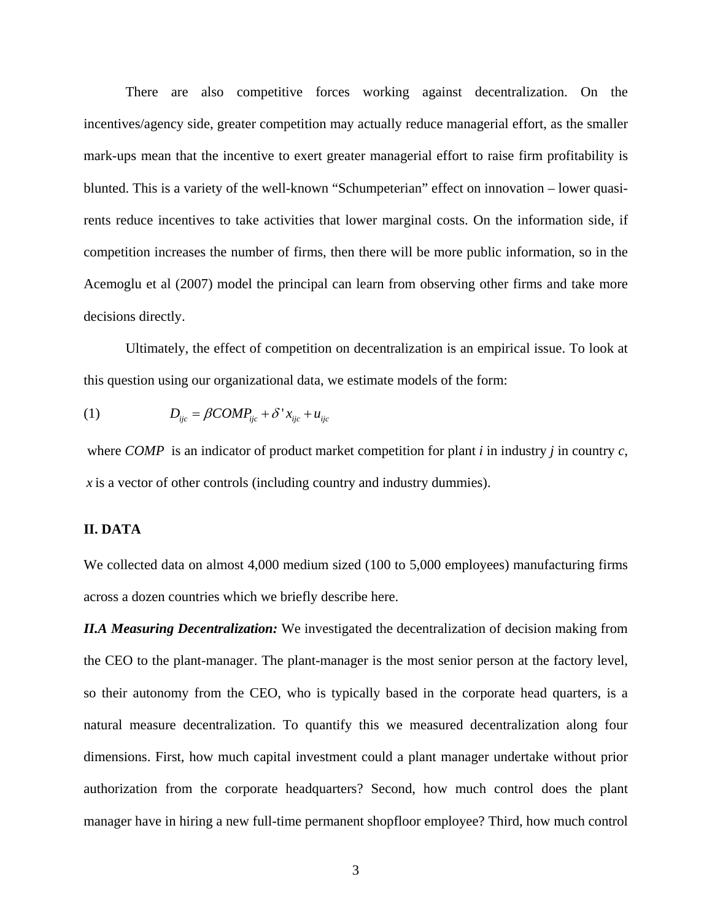There are also competitive forces working against decentralization. On the incentives/agency side, greater competition may actually reduce managerial effort, as the smaller mark-ups mean that the incentive to exert greater managerial effort to raise firm profitability is blunted. This is a variety of the well-known "Schumpeterian" effect on innovation – lower quasi-rents reduce incentives to take activities that lower marginal costs. On the information side, if competition increases the number of firms, then there will be more public information, so in the Acemoglu et al (2007) model the principal can learn from observing other firms and take more decisions directly.

Ultimately, the effect of competition on decentralization is an empirical issue. To look at this question using our organizational data, we estimate models of the form:

$$D_{ijc} = \beta COMP_{ijc} + \delta' x_{ijc} + u_{ijc} \tag{1}$$

where $COMP$ is an indicator of product market competition for plant $i$ in industry $j$ in country $c$, $x$ is a vector of other controls (including country and industry dummies).

## II. DATA

We collected data on almost 4,000 medium sized (100 to 5,000 employees) manufacturing firms across a dozen countries which we briefly describe here.

***II.A Measuring Decentralization:*** We investigated the decentralization of decision making from the CEO to the plant-manager. The plant-manager is the most senior person at the factory level, so their autonomy from the CEO, who is typically based in the corporate head quarters, is a natural measure decentralization. To quantify this we measured decentralization along four dimensions. First, how much capital investment could a plant manager undertake without prior authorization from the corporate headquarters? Second, how much control does the plant manager have in hiring a new full-time permanent shopfloor employee? Third, how much control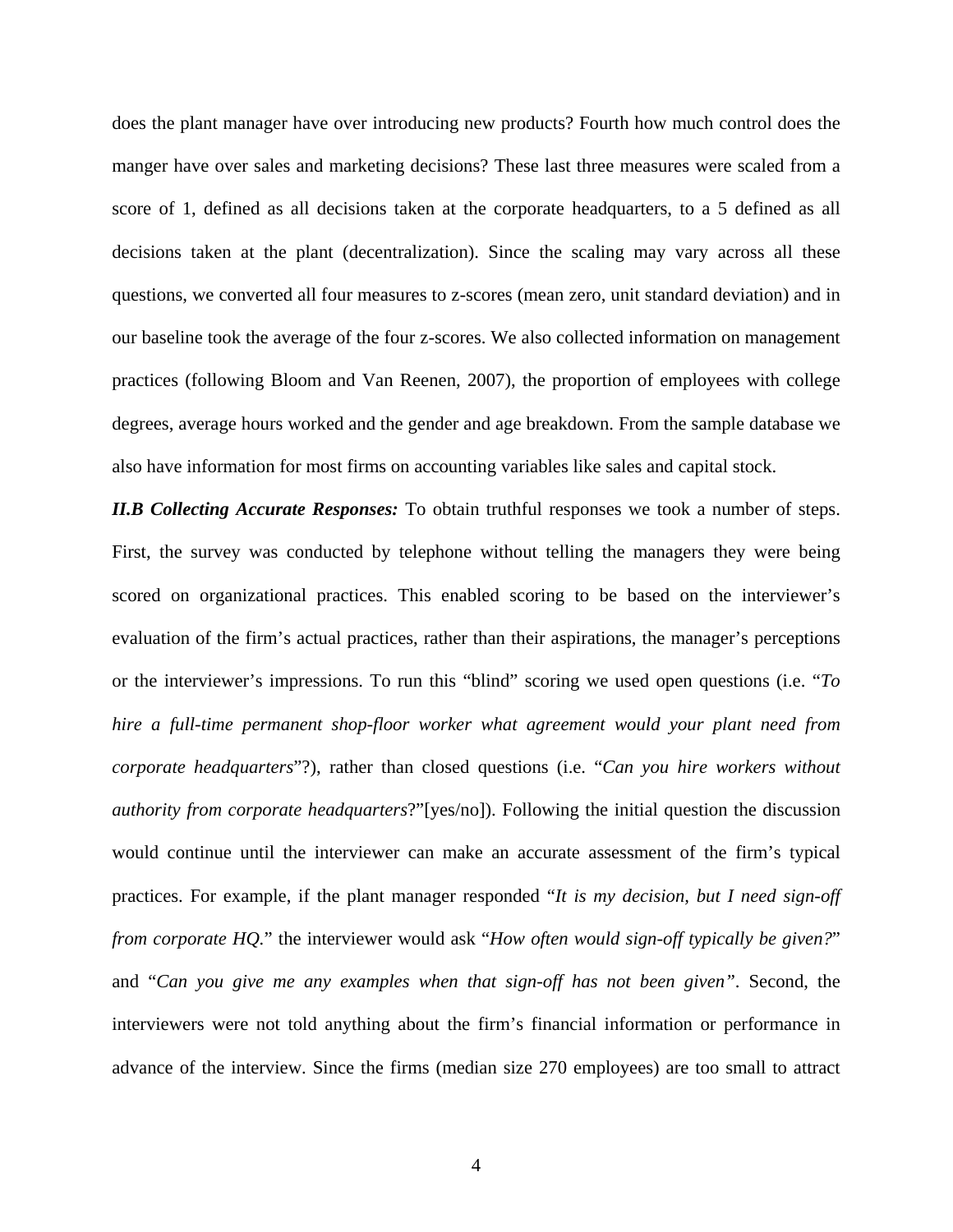does the plant manager have over introducing new products? Fourth how much control does the manger have over sales and marketing decisions? These last three measures were scaled from a score of 1, defined as all decisions taken at the corporate headquarters, to a 5 defined as all decisions taken at the plant (decentralization). Since the scaling may vary across all these questions, we converted all four measures to z-scores (mean zero, unit standard deviation) and in our baseline took the average of the four z-scores. We also collected information on management practices (following Bloom and Van Reenen, 2007), the proportion of employees with college degrees, average hours worked and the gender and age breakdown. From the sample database we also have information for most firms on accounting variables like sales and capital stock.

***II.B Collecting Accurate Responses:*** To obtain truthful responses we took a number of steps. First, the survey was conducted by telephone without telling the managers they were being scored on organizational practices. This enabled scoring to be based on the interviewer's evaluation of the firm's actual practices, rather than their aspirations, the manager's perceptions or the interviewer's impressions. To run this "blind" scoring we used open questions (i.e. "*To hire a full-time permanent shop-floor worker what agreement would your plant need from corporate headquarters*"?), rather than closed questions (i.e. "*Can you hire workers without authority from corporate headquarters*?"[yes/no]). Following the initial question the discussion would continue until the interviewer can make an accurate assessment of the firm's typical practices. For example, if the plant manager responded "*It is my decision, but I need sign-off from corporate HQ.*" the interviewer would ask "*How often would sign-off typically be given?*" and "*Can you give me any examples when that sign-off has not been given"*. Second, the interviewers were not told anything about the firm's financial information or performance in advance of the interview. Since the firms (median size 270 employees) are too small to attract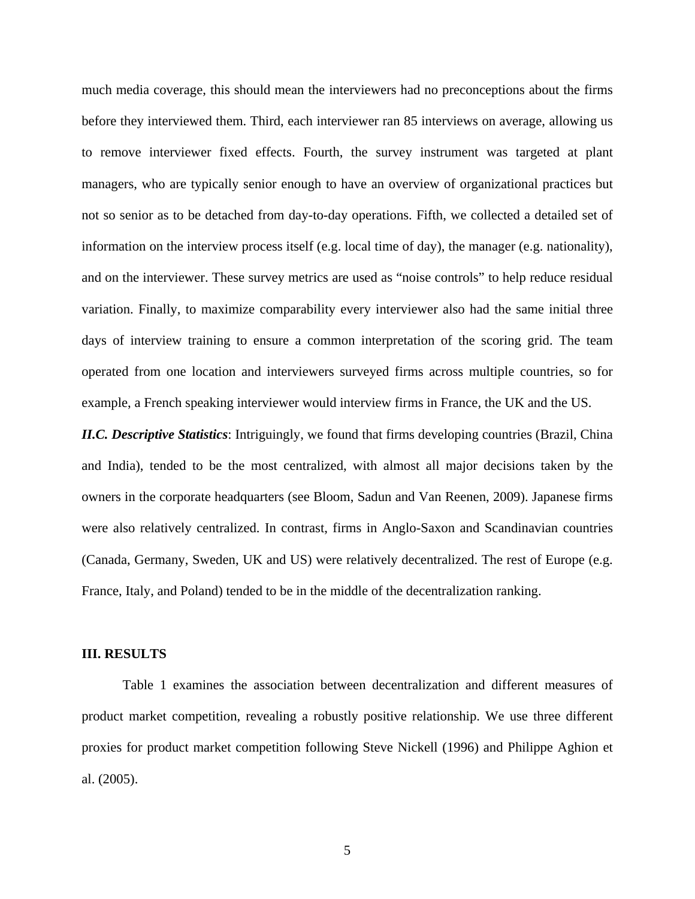much media coverage, this should mean the interviewers had no preconceptions about the firms before they interviewed them. Third, each interviewer ran 85 interviews on average, allowing us to remove interviewer fixed effects. Fourth, the survey instrument was targeted at plant managers, who are typically senior enough to have an overview of organizational practices but not so senior as to be detached from day-to-day operations. Fifth, we collected a detailed set of information on the interview process itself (e.g. local time of day), the manager (e.g. nationality), and on the interviewer. These survey metrics are used as "noise controls" to help reduce residual variation. Finally, to maximize comparability every interviewer also had the same initial three days of interview training to ensure a common interpretation of the scoring grid. The team operated from one location and interviewers surveyed firms across multiple countries, so for example, a French speaking interviewer would interview firms in France, the UK and the US.

***II.C. Descriptive Statistics***: Intriguingly, we found that firms developing countries (Brazil, China and India), tended to be the most centralized, with almost all major decisions taken by the owners in the corporate headquarters (see Bloom, Sadun and Van Reenen, 2009). Japanese firms were also relatively centralized. In contrast, firms in Anglo-Saxon and Scandinavian countries (Canada, Germany, Sweden, UK and US) were relatively decentralized. The rest of Europe (e.g. France, Italy, and Poland) tended to be in the middle of the decentralization ranking.

## III. RESULTS

Table 1 examines the association between decentralization and different measures of product market competition, revealing a robustly positive relationship. We use three different proxies for product market competition following Steve Nickell (1996) and Philippe Aghion et al. (2005).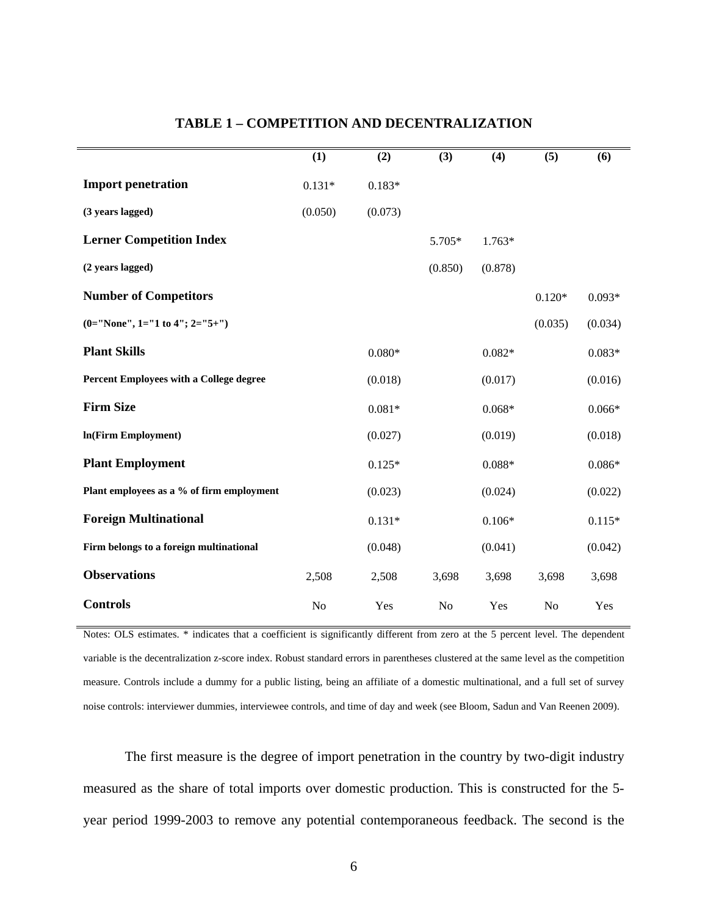**TABLE 1 – COMPETITION AND DECENTRALIZATION**

| | (1) | (2) | (3) | (4) | (5) | (6) |
|---|---|---|---|---|---|---|
| **Import penetration** | 0.131* | 0.183* | | | | |
| **(3 years lagged)** | (0.050) | (0.073) | | | | |
| **Lerner Competition Index** | | | 5.705* | 1.763* | | |
| **(2 years lagged)** | | | (0.850) | (0.878) | | |
| **Number of Competitors** | | | | | 0.120* | 0.093* |
| **(0="None", 1="1 to 4"; 2="5+")** | | | | | (0.035) | (0.034) |
| **Plant Skills** | | 0.080* | | 0.082* | | 0.083* |
| **Percent Employees with a College degree** | | (0.018) | | (0.017) | | (0.016) |
| **Firm Size** | | 0.081* | | 0.068* | | 0.066* |
| **ln(Firm Employment)** | | (0.027) | | (0.019) | | (0.018) |
| **Plant Employment** | | 0.125* | | 0.088* | | 0.086* |
| **Plant employees as a % of firm employment** | | (0.023) | | (0.024) | | (0.022) |
| **Foreign Multinational** | | 0.131* | | 0.106* | | 0.115* |
| **Firm belongs to a foreign multinational** | | (0.048) | | (0.041) | | (0.042) |
| **Observations** | 2,508 | 2,508 | 3,698 | 3,698 | 3,698 | 3,698 |
| **Controls** | No | Yes | No | Yes | No | Yes |

Notes: OLS estimates. * indicates that a coefficient is significantly different from zero at the 5 percent level. The dependent variable is the decentralization z-score index. Robust standard errors in parentheses clustered at the same level as the competition measure. Controls include a dummy for a public listing, being an affiliate of a domestic multinational, and a full set of survey noise controls: interviewer dummies, interviewee controls, and time of day and week (see Bloom, Sadun and Van Reenen 2009).

The first measure is the degree of import penetration in the country by two-digit industry measured as the share of total imports over domestic production. This is constructed for the 5-year period 1999-2003 to remove any potential contemporaneous feedback. The second is the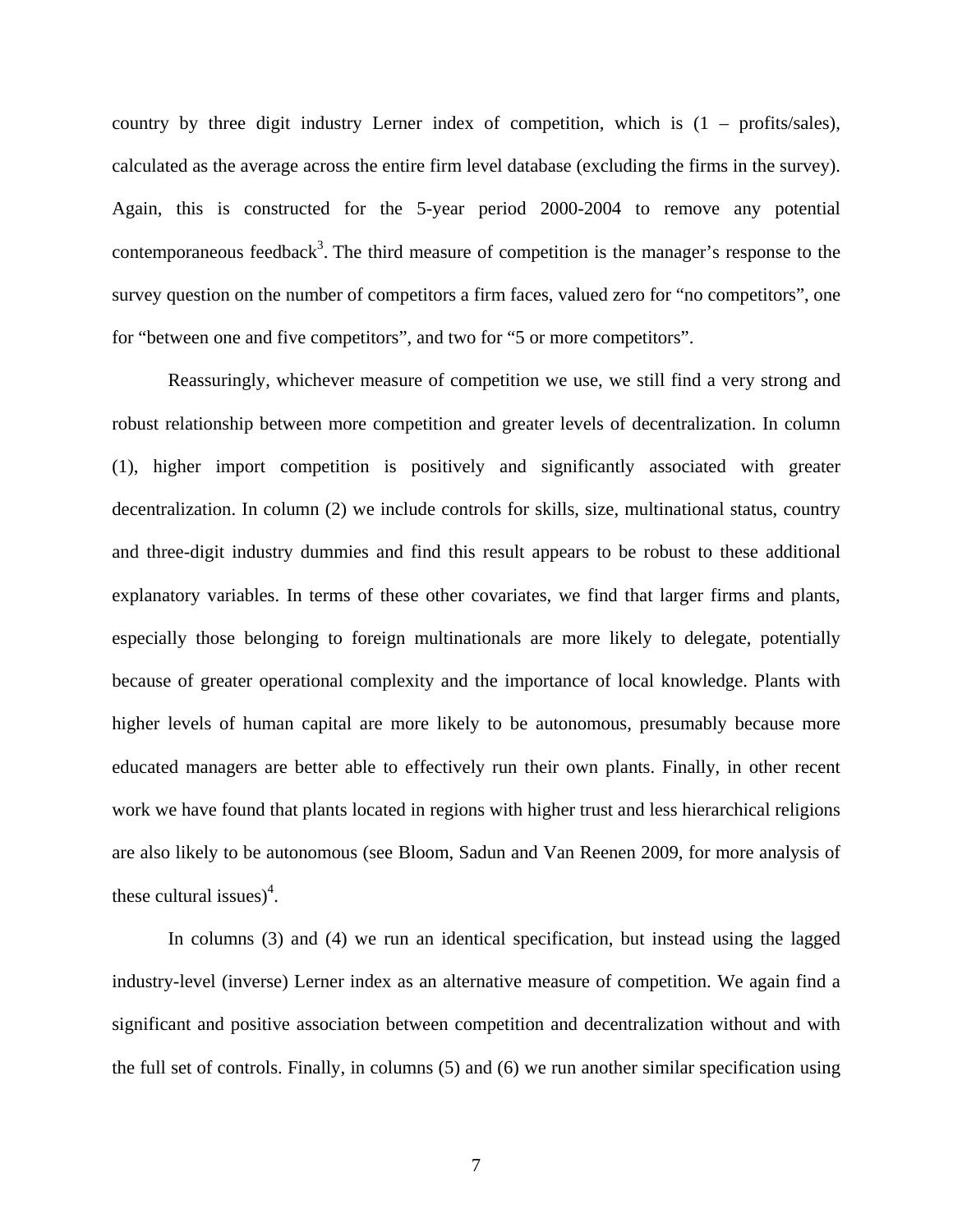country by three digit industry Lerner index of competition, which is (1 – profits/sales), calculated as the average across the entire firm level database (excluding the firms in the survey). Again, this is constructed for the 5-year period 2000-2004 to remove any potential contemporaneous feedback[3]. The third measure of competition is the manager's response to the survey question on the number of competitors a firm faces, valued zero for "no competitors", one for "between one and five competitors", and two for "5 or more competitors".

Reassuringly, whichever measure of competition we use, we still find a very strong and robust relationship between more competition and greater levels of decentralization. In column (1), higher import competition is positively and significantly associated with greater decentralization. In column (2) we include controls for skills, size, multinational status, country and three-digit industry dummies and find this result appears to be robust to these additional explanatory variables. In terms of these other covariates, we find that larger firms and plants, especially those belonging to foreign multinationals are more likely to delegate, potentially because of greater operational complexity and the importance of local knowledge. Plants with higher levels of human capital are more likely to be autonomous, presumably because more educated managers are better able to effectively run their own plants. Finally, in other recent work we have found that plants located in regions with higher trust and less hierarchical religions are also likely to be autonomous (see Bloom, Sadun and Van Reenen 2009, for more analysis of these cultural issues)[4].

In columns (3) and (4) we run an identical specification, but instead using the lagged industry-level (inverse) Lerner index as an alternative measure of competition. We again find a significant and positive association between competition and decentralization without and with the full set of controls. Finally, in columns (5) and (6) we run another similar specification using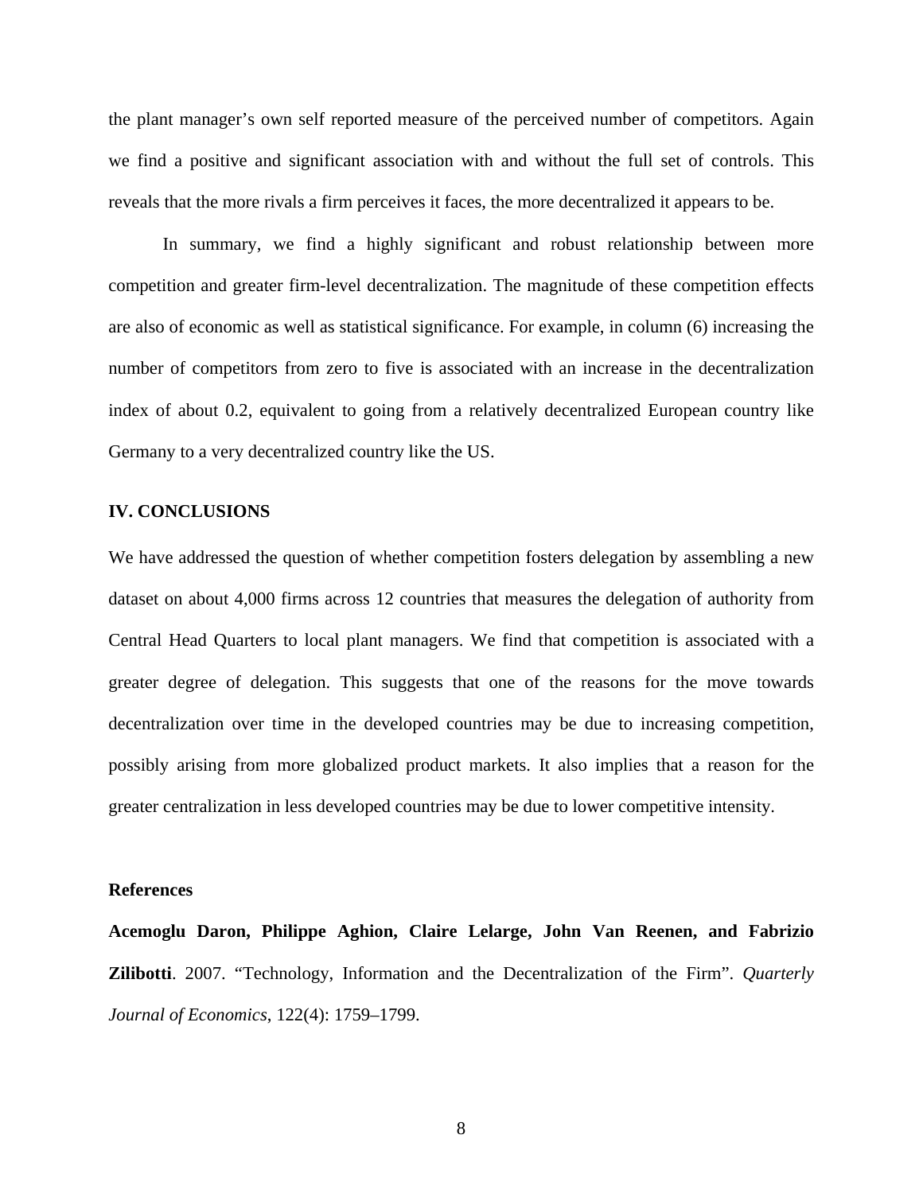the plant manager's own self reported measure of the perceived number of competitors. Again we find a positive and significant association with and without the full set of controls. This reveals that the more rivals a firm perceives it faces, the more decentralized it appears to be.

In summary, we find a highly significant and robust relationship between more competition and greater firm-level decentralization. The magnitude of these competition effects are also of economic as well as statistical significance. For example, in column (6) increasing the number of competitors from zero to five is associated with an increase in the decentralization index of about 0.2, equivalent to going from a relatively decentralized European country like Germany to a very decentralized country like the US.

## IV. CONCLUSIONS

We have addressed the question of whether competition fosters delegation by assembling a new dataset on about 4,000 firms across 12 countries that measures the delegation of authority from Central Head Quarters to local plant managers. We find that competition is associated with a greater degree of delegation. This suggests that one of the reasons for the move towards decentralization over time in the developed countries may be due to increasing competition, possibly arising from more globalized product markets. It also implies that a reason for the greater centralization in less developed countries may be due to lower competitive intensity.

## References

**Acemoglu Daron, Philippe Aghion, Claire Lelarge, John Van Reenen, and Fabrizio Zilibotti**. 2007. "Technology, Information and the Decentralization of the Firm". *Quarterly Journal of Economics*, 122(4): 1759–1799.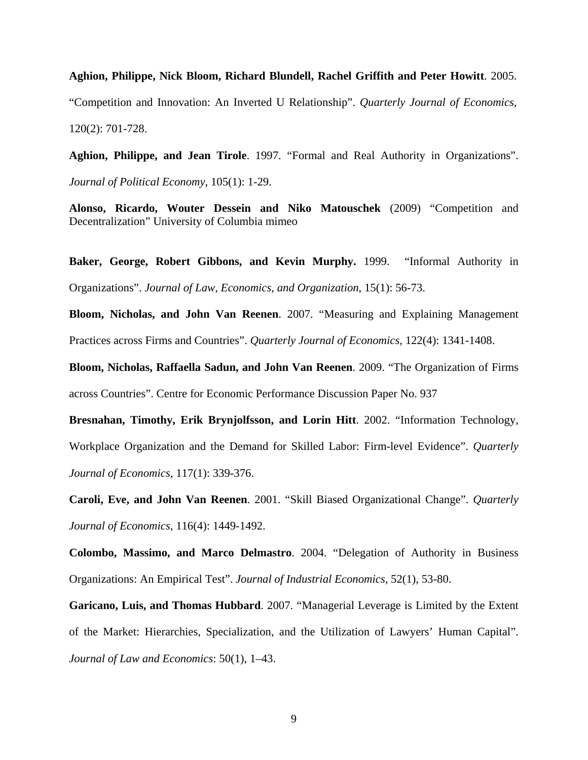**Aghion, Philippe, Nick Bloom, Richard Blundell, Rachel Griffith and Peter Howitt**. 2005. "Competition and Innovation: An Inverted U Relationship". *Quarterly Journal of Economics*, 120(2): 701-728.

**Aghion, Philippe, and Jean Tirole**. 1997. "Formal and Real Authority in Organizations". *Journal of Political Economy*, 105(1): 1-29.

**Alonso, Ricardo, Wouter Dessein and Niko Matouschek** (2009) "Competition and Decentralization" University of Columbia mimeo

**Baker, George, Robert Gibbons, and Kevin Murphy.** 1999. "Informal Authority in Organizations". *Journal of Law, Economics, and Organization*, 15(1): 56-73.

**Bloom, Nicholas, and John Van Reenen**. 2007. "Measuring and Explaining Management Practices across Firms and Countries". *Quarterly Journal of Economics*, 122(4): 1341-1408.

**Bloom, Nicholas, Raffaella Sadun, and John Van Reenen**. 2009. "The Organization of Firms across Countries". Centre for Economic Performance Discussion Paper No. 937

**Bresnahan, Timothy, Erik Brynjolfsson, and Lorin Hitt**. 2002. "Information Technology, Workplace Organization and the Demand for Skilled Labor: Firm-level Evidence". *Quarterly Journal of Economics*, 117(1): 339-376.

**Caroli, Eve, and John Van Reenen**. 2001. "Skill Biased Organizational Change". *Quarterly Journal of Economics*, 116(4): 1449-1492.

**Colombo, Massimo, and Marco Delmastro**. 2004. "Delegation of Authority in Business Organizations: An Empirical Test". *Journal of Industrial Economics*, 52(1), 53-80.

**Garicano, Luis, and Thomas Hubbard**. 2007. "Managerial Leverage is Limited by the Extent of the Market: Hierarchies, Specialization, and the Utilization of Lawyers' Human Capital". *Journal of Law and Economics*: 50(1), 1–43.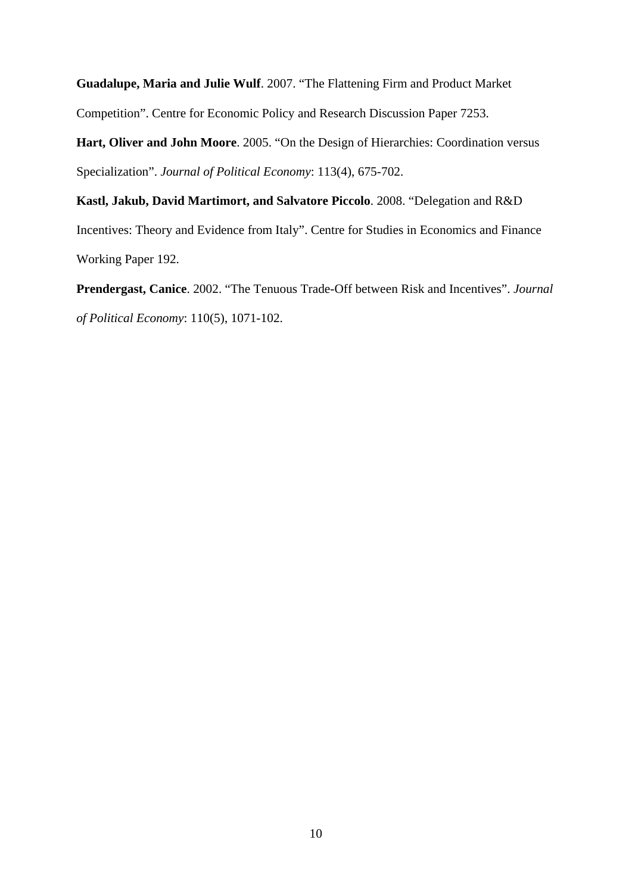**Guadalupe, Maria and Julie Wulf**. 2007. "The Flattening Firm and Product Market Competition". Centre for Economic Policy and Research Discussion Paper 7253.

**Hart, Oliver and John Moore**. 2005. "On the Design of Hierarchies: Coordination versus Specialization". *Journal of Political Economy*: 113(4), 675-702.

**Kastl, Jakub, David Martimort, and Salvatore Piccolo**. 2008. "Delegation and R&D Incentives: Theory and Evidence from Italy". Centre for Studies in Economics and Finance Working Paper 192.

**Prendergast, Canice**. 2002. "The Tenuous Trade-Off between Risk and Incentives". *Journal of Political Economy*: 110(5), 1071-102.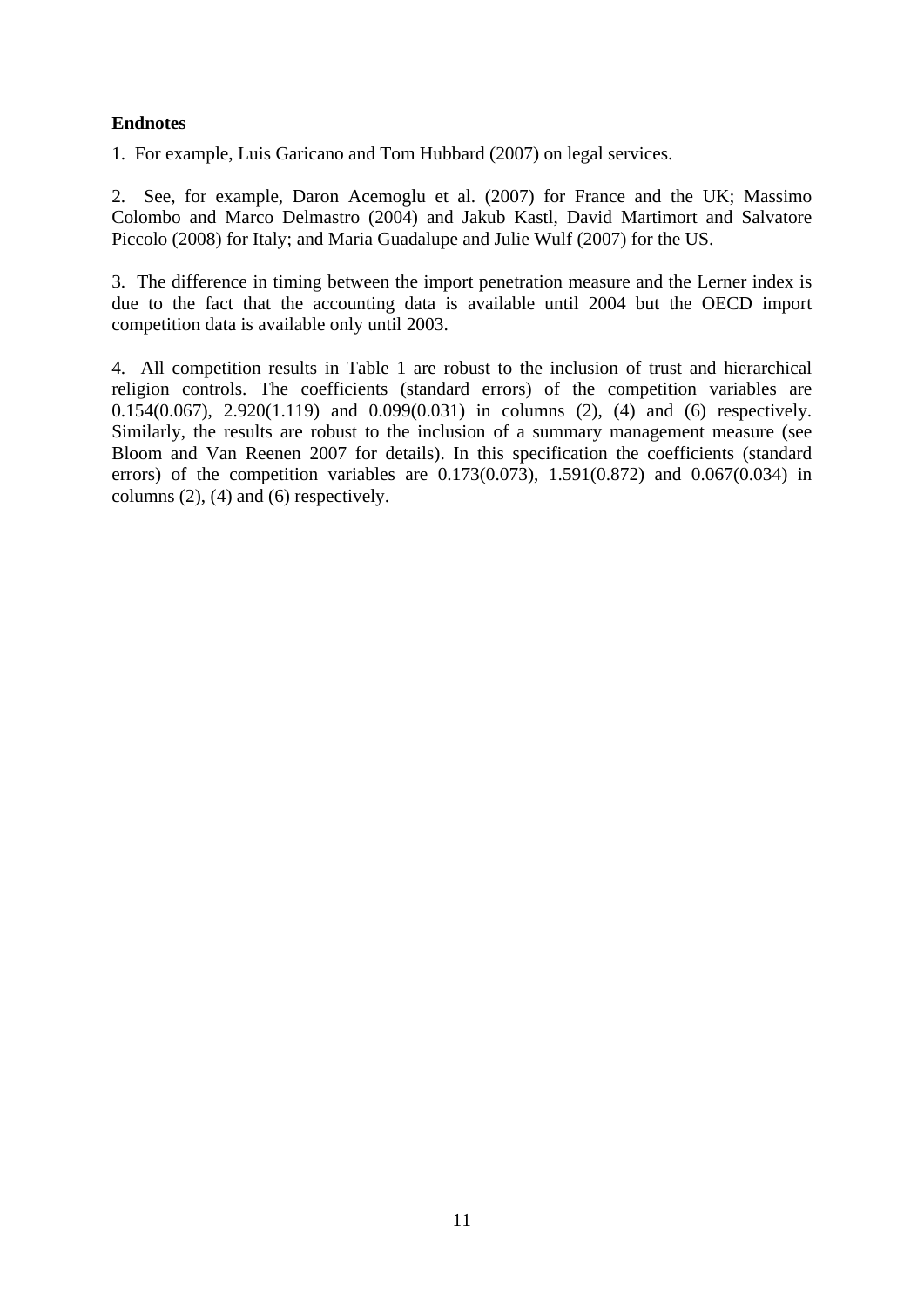**Endnotes**

1. For example, Luis Garicano and Tom Hubbard (2007) on legal services.

2. See, for example, Daron Acemoglu et al. (2007) for France and the UK; Massimo Colombo and Marco Delmastro (2004) and Jakub Kastl, David Martimort and Salvatore Piccolo (2008) for Italy; and Maria Guadalupe and Julie Wulf (2007) for the US.

3. The difference in timing between the import penetration measure and the Lerner index is due to the fact that the accounting data is available until 2004 but the OECD import competition data is available only until 2003.

4. All competition results in Table 1 are robust to the inclusion of trust and hierarchical religion controls. The coefficients (standard errors) of the competition variables are 0.154(0.067), 2.920(1.119) and 0.099(0.031) in columns (2), (4) and (6) respectively. Similarly, the results are robust to the inclusion of a summary management measure (see Bloom and Van Reenen 2007 for details). In this specification the coefficients (standard errors) of the competition variables are 0.173(0.073), 1.591(0.872) and 0.067(0.034) in columns (2), (4) and (6) respectively.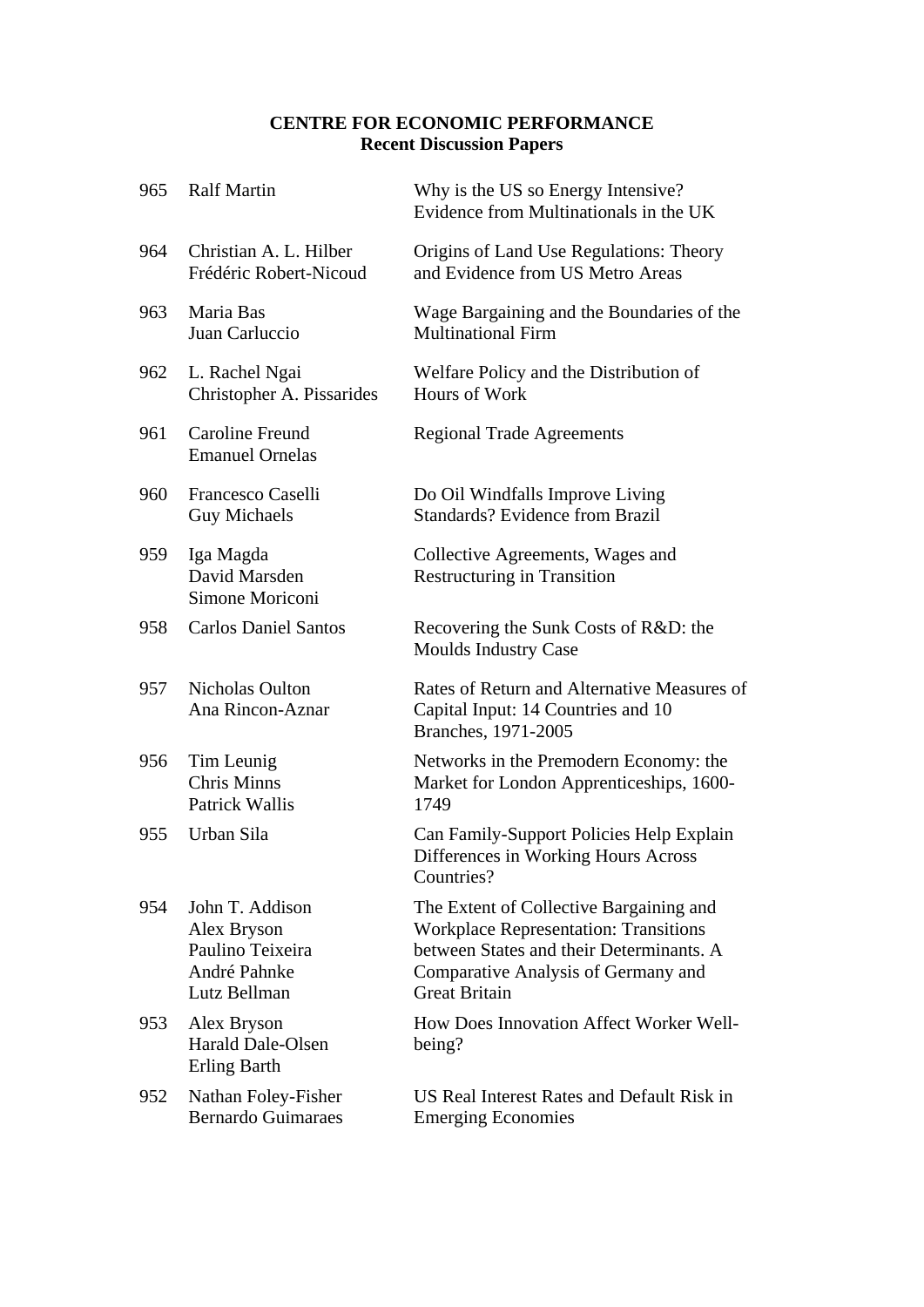**CENTRE FOR ECONOMIC PERFORMANCE**
**Recent Discussion Papers**

| | | |
|---|---|---|
| 965 | Ralf Martin | Why is the US so Energy Intensive? Evidence from Multinationals in the UK |
| 964 | Christian A. L. Hilber<br>Frédéric Robert-Nicoud | Origins of Land Use Regulations: Theory and Evidence from US Metro Areas |
| 963 | Maria Bas<br>Juan Carluccio | Wage Bargaining and the Boundaries of the Multinational Firm |
| 962 | L. Rachel Ngai<br>Christopher A. Pissarides | Welfare Policy and the Distribution of Hours of Work |
| 961 | Caroline Freund<br>Emanuel Ornelas | Regional Trade Agreements |
| 960 | Francesco Caselli<br>Guy Michaels | Do Oil Windfalls Improve Living Standards? Evidence from Brazil |
| 959 | Iga Magda<br>David Marsden<br>Simone Moriconi | Collective Agreements, Wages and Restructuring in Transition |
| 958 | Carlos Daniel Santos | Recovering the Sunk Costs of R&D: the Moulds Industry Case |
| 957 | Nicholas Oulton<br>Ana Rincon-Aznar | Rates of Return and Alternative Measures of Capital Input: 14 Countries and 10 Branches, 1971-2005 |
| 956 | Tim Leunig<br>Chris Minns<br>Patrick Wallis | Networks in the Premodern Economy: the Market for London Apprenticeships, 1600-1749 |
| 955 | Urban Sila | Can Family-Support Policies Help Explain Differences in Working Hours Across Countries? |
| 954 | John T. Addison<br>Alex Bryson<br>Paulino Teixeira<br>André Pahnke<br>Lutz Bellman | The Extent of Collective Bargaining and Workplace Representation: Transitions between States and their Determinants. A Comparative Analysis of Germany and Great Britain |
| 953 | Alex Bryson<br>Harald Dale-Olsen<br>Erling Barth | How Does Innovation Affect Worker Well-being? |
| 952 | Nathan Foley-Fisher<br>Bernardo Guimaraes | US Real Interest Rates and Default Risk in Emerging Economies |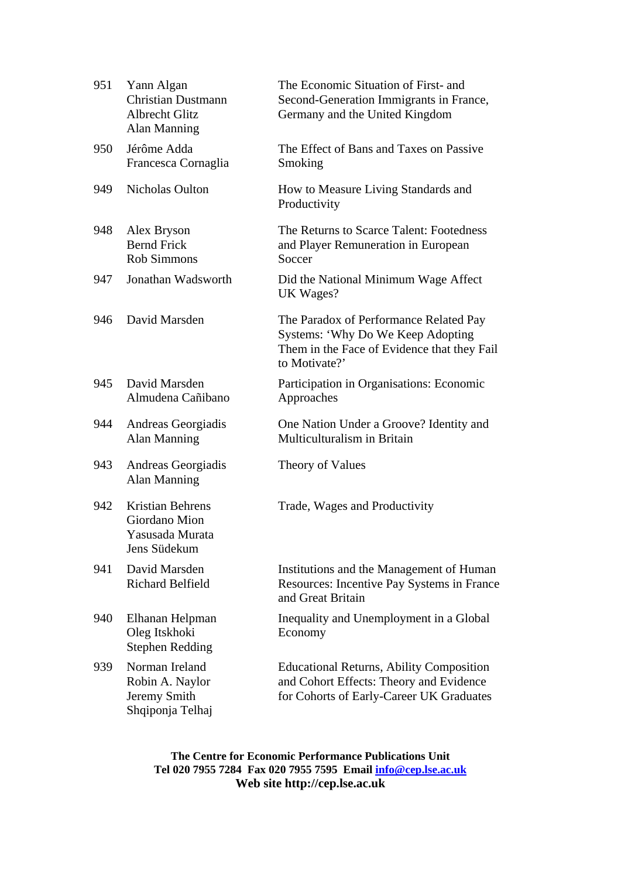| | | |
|---|---|---|
| 951 | Yann Algan<br>Christian Dustmann<br>Albrecht Glitz<br>Alan Manning | The Economic Situation of First- and Second-Generation Immigrants in France, Germany and the United Kingdom |
| 950 | Jérôme Adda<br>Francesca Cornaglia | The Effect of Bans and Taxes on Passive Smoking |
| 949 | Nicholas Oulton | How to Measure Living Standards and Productivity |
| 948 | Alex Bryson<br>Bernd Frick<br>Rob Simmons | The Returns to Scarce Talent: Footedness and Player Remuneration in European Soccer |
| 947 | Jonathan Wadsworth | Did the National Minimum Wage Affect UK Wages? |
| 946 | David Marsden | The Paradox of Performance Related Pay Systems: 'Why Do We Keep Adopting Them in the Face of Evidence that they Fail to Motivate?' |
| 945 | David Marsden<br>Almudena Cañibano | Participation in Organisations: Economic Approaches |
| 944 | Andreas Georgiadis<br>Alan Manning | One Nation Under a Groove? Identity and Multiculturalism in Britain |
| 943 | Andreas Georgiadis<br>Alan Manning | Theory of Values |
| 942 | Kristian Behrens<br>Giordano Mion<br>Yasusada Murata<br>Jens Südekum | Trade, Wages and Productivity |
| 941 | David Marsden<br>Richard Belfield | Institutions and the Management of Human Resources: Incentive Pay Systems in France and Great Britain |
| 940 | Elhanan Helpman<br>Oleg Itskhoki<br>Stephen Redding | Inequality and Unemployment in a Global Economy |
| 939 | Norman Ireland<br>Robin A. Naylor<br>Jeremy Smith<br>Shqiponja Telhaj | Educational Returns, Ability Composition and Cohort Effects: Theory and Evidence for Cohorts of Early-Career UK Graduates |

**The Centre for Economic Performance Publications Unit**
**Tel 020 7955 7284 Fax 020 7955 7595 Email info@cep.lse.ac.uk**
**Web site http://cep.lse.ac.uk**